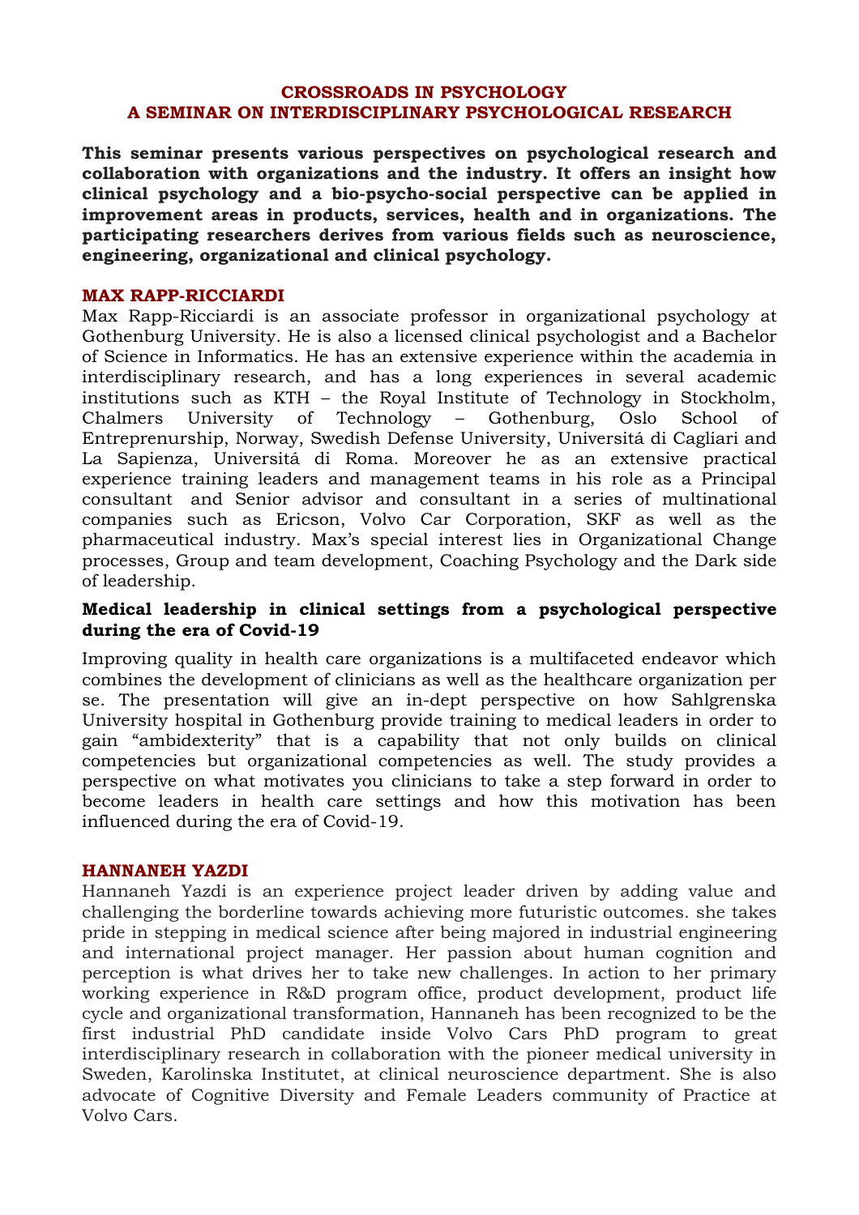# CROSSROADS IN PSYCHOLOGY
# A SEMINAR ON INTERDISCIPLINARY PSYCHOLOGICAL RESEARCH

**This seminar presents various perspectives on psychological research and collaboration with organizations and the industry. It offers an insight how clinical psychology and a bio-psycho-social perspective can be applied in improvement areas in products, services, health and in organizations. The participating researchers derives from various fields such as neuroscience, engineering, organizational and clinical psychology.**

## MAX RAPP-RICCIARDI

Max Rapp-Ricciardi is an associate professor in organizational psychology at Gothenburg University. He is also a licensed clinical psychologist and a Bachelor of Science in Informatics. He has an extensive experience within the academia in interdisciplinary research, and has a long experiences in several academic institutions such as KTH – the Royal Institute of Technology in Stockholm, Chalmers University of Technology – Gothenburg, Oslo School of Entreprenurship, Norway, Swedish Defense University, Universitá di Cagliari and La Sapienza, Universitá di Roma. Moreover he as an extensive practical experience training leaders and management teams in his role as a Principal consultant and Senior advisor and consultant in a series of multinational companies such as Ericson, Volvo Car Corporation, SKF as well as the pharmaceutical industry. Max's special interest lies in Organizational Change processes, Group and team development, Coaching Psychology and the Dark side of leadership.

### Medical leadership in clinical settings from a psychological perspective during the era of Covid-19

Improving quality in health care organizations is a multifaceted endeavor which combines the development of clinicians as well as the healthcare organization per se. The presentation will give an in-dept perspective on how Sahlgrenska University hospital in Gothenburg provide training to medical leaders in order to gain "ambidexterity" that is a capability that not only builds on clinical competencies but organizational competencies as well. The study provides a perspective on what motivates you clinicians to take a step forward in order to become leaders in health care settings and how this motivation has been influenced during the era of Covid-19.

## HANNANEH YAZDI

Hannaneh Yazdi is an experience project leader driven by adding value and challenging the borderline towards achieving more futuristic outcomes. she takes pride in stepping in medical science after being majored in industrial engineering and international project manager. Her passion about human cognition and perception is what drives her to take new challenges. In action to her primary working experience in R&D program office, product development, product life cycle and organizational transformation, Hannaneh has been recognized to be the first industrial PhD candidate inside Volvo Cars PhD program to great interdisciplinary research in collaboration with the pioneer medical university in Sweden, Karolinska Institutet, at clinical neuroscience department. She is also advocate of Cognitive Diversity and Female Leaders community of Practice at Volvo Cars.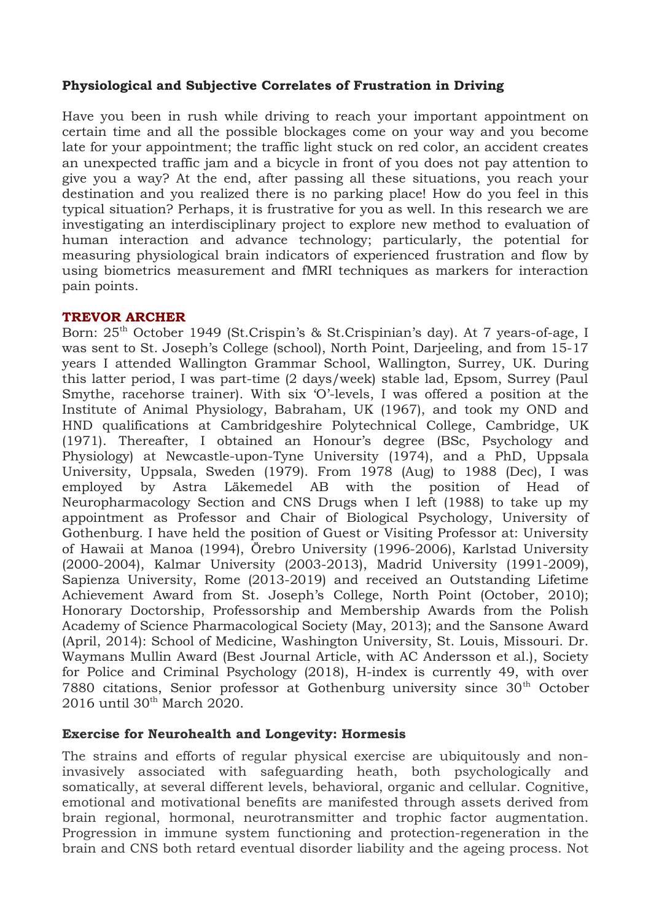**Physiological and Subjective Correlates of Frustration in Driving**

Have you been in rush while driving to reach your important appointment on certain time and all the possible blockages come on your way and you become late for your appointment; the traffic light stuck on red color, an accident creates an unexpected traffic jam and a bicycle in front of you does not pay attention to give you a way? At the end, after passing all these situations, you reach your destination and you realized there is no parking place! How do you feel in this typical situation? Perhaps, it is frustrative for you as well. In this research we are investigating an interdisciplinary project to explore new method to evaluation of human interaction and advance technology; particularly, the potential for measuring physiological brain indicators of experienced frustration and flow by using biometrics measurement and fMRI techniques as markers for interaction pain points.

**TREVOR ARCHER**

Born: 25th October 1949 (St.Crispin's & St.Crispinian's day). At 7 years-of-age, I was sent to St. Joseph's College (school), North Point, Darjeeling, and from 15-17 years I attended Wallington Grammar School, Wallington, Surrey, UK. During this latter period, I was part-time (2 days/week) stable lad, Epsom, Surrey (Paul Smythe, racehorse trainer). With six 'O'-levels, I was offered a position at the Institute of Animal Physiology, Babraham, UK (1967), and took my OND and HND qualifications at Cambridgeshire Polytechnical College, Cambridge, UK (1971). Thereafter, I obtained an Honour's degree (BSc, Psychology and Physiology) at Newcastle-upon-Tyne University (1974), and a PhD, Uppsala University, Uppsala, Sweden (1979). From 1978 (Aug) to 1988 (Dec), I was employed by Astra Läkemedel AB with the position of Head of Neuropharmacology Section and CNS Drugs when I left (1988) to take up my appointment as Professor and Chair of Biological Psychology, University of Gothenburg. I have held the position of Guest or Visiting Professor at: University of Hawaii at Manoa (1994), Örebro University (1996-2006), Karlstad University (2000-2004), Kalmar University (2003-2013), Madrid University (1991-2009), Sapienza University, Rome (2013-2019) and received an Outstanding Lifetime Achievement Award from St. Joseph's College, North Point (October, 2010); Honorary Doctorship, Professorship and Membership Awards from the Polish Academy of Science Pharmacological Society (May, 2013); and the Sansone Award (April, 2014): School of Medicine, Washington University, St. Louis, Missouri. Dr. Waymans Mullin Award (Best Journal Article, with AC Andersson et al.), Society for Police and Criminal Psychology (2018), H-index is currently 49, with over 7880 citations, Senior professor at Gothenburg university since 30th October 2016 until 30th March 2020.

**Exercise for Neurohealth and Longevity: Hormesis**

The strains and efforts of regular physical exercise are ubiquitously and non-invasively associated with safeguarding heath, both psychologically and somatically, at several different levels, behavioral, organic and cellular. Cognitive, emotional and motivational benefits are manifested through assets derived from brain regional, hormonal, neurotransmitter and trophic factor augmentation. Progression in immune system functioning and protection-regeneration in the brain and CNS both retard eventual disorder liability and the ageing process. Not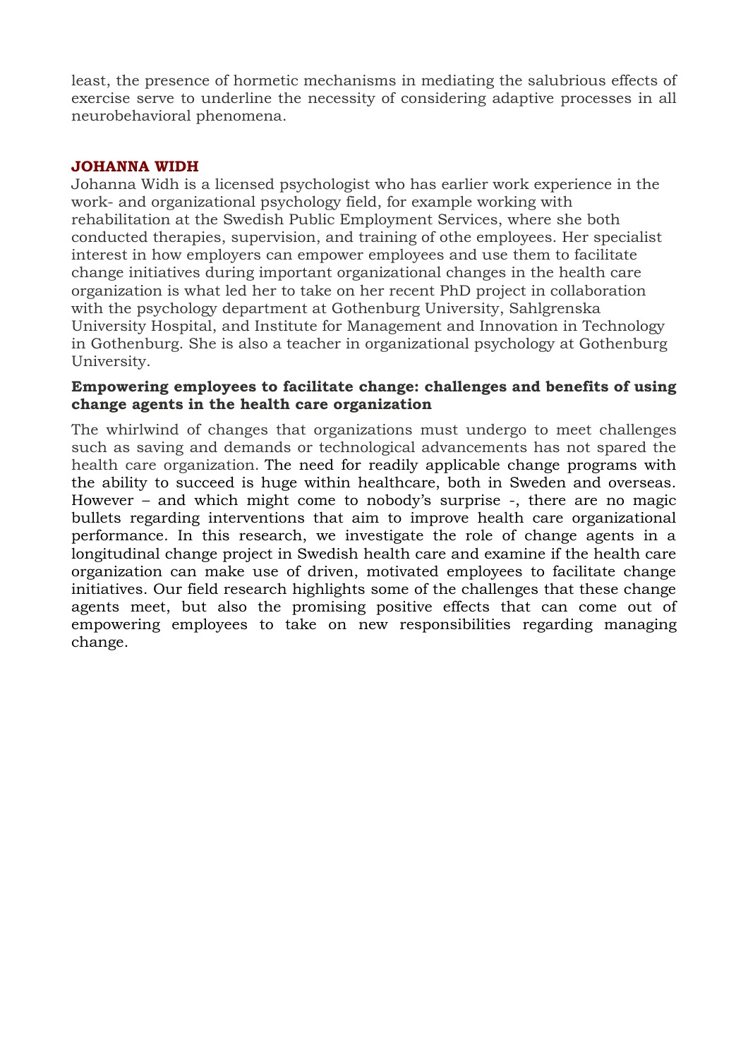least, the presence of hormetic mechanisms in mediating the salubrious effects of exercise serve to underline the necessity of considering adaptive processes in all neurobehavioral phenomena.

## JOHANNA WIDH

Johanna Widh is a licensed psychologist who has earlier work experience in the work- and organizational psychology field, for example working with rehabilitation at the Swedish Public Employment Services, where she both conducted therapies, supervision, and training of othe employees. Her specialist interest in how employers can empower employees and use them to facilitate change initiatives during important organizational changes in the health care organization is what led her to take on her recent PhD project in collaboration with the psychology department at Gothenburg University, Sahlgrenska University Hospital, and Institute for Management and Innovation in Technology in Gothenburg. She is also a teacher in organizational psychology at Gothenburg University.

**Empowering employees to facilitate change: challenges and benefits of using change agents in the health care organization**

The whirlwind of changes that organizations must undergo to meet challenges such as saving and demands or technological advancements has not spared the health care organization. The need for readily applicable change programs with the ability to succeed is huge within healthcare, both in Sweden and overseas. However – and which might come to nobody's surprise -, there are no magic bullets regarding interventions that aim to improve health care organizational performance. In this research, we investigate the role of change agents in a longitudinal change project in Swedish health care and examine if the health care organization can make use of driven, motivated employees to facilitate change initiatives. Our field research highlights some of the challenges that these change agents meet, but also the promising positive effects that can come out of empowering employees to take on new responsibilities regarding managing change.